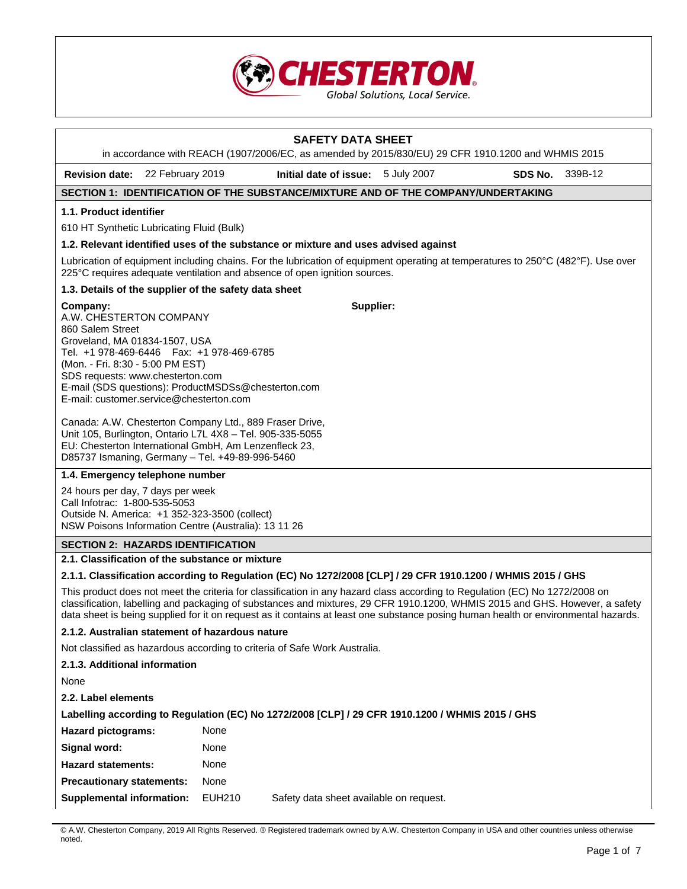# SAFETY DATA SHEET

in accordance with REACH (1907/2006/EC, as amended by 2015/830/EU) 29 CFR 1910.1200 and WHMIS 2015

**Revision date:** 22 February 2019 **Initial date of issue:** 5 July 2007 **SDS No.** 339B-12

## SECTION 1: IDENTIFICATION OF THE SUBSTANCE/MIXTURE AND OF THE COMPANY/UNDERTAKING

### 1.1. Product identifier

610 HT Synthetic Lubricating Fluid (Bulk)

### 1.2. Relevant identified uses of the substance or mixture and uses advised against

Lubrication of equipment including chains. For the lubrication of equipment operating at temperatures to 250°C (482°F). Use over 225°C requires adequate ventilation and absence of open ignition sources.

### 1.3. Details of the supplier of the safety data sheet

**Company:**
A.W. CHESTERTON COMPANY
860 Salem Street
Groveland, MA 01834-1507, USA
Tel. +1 978-469-6446 Fax: +1 978-469-6785
(Mon. - Fri. 8:30 - 5:00 PM EST)
SDS requests: www.chesterton.com
E-mail (SDS questions): ProductMSDSs@chesterton.com
E-mail: customer.service@chesterton.com

Canada: A.W. Chesterton Company Ltd., 889 Fraser Drive, Unit 105, Burlington, Ontario L7L 4X8 – Tel. 905-335-5055
EU: Chesterton International GmbH, Am Lenzenfleck 23, D85737 Ismaning, Germany – Tel. +49-89-996-5460

**Supplier:**

### 1.4. Emergency telephone number

24 hours per day, 7 days per week
Call Infotrac: 1-800-535-5053
Outside N. America: +1 352-323-3500 (collect)
NSW Poisons Information Centre (Australia): 13 11 26

## SECTION 2: HAZARDS IDENTIFICATION

### 2.1. Classification of the substance or mixture

#### 2.1.1. Classification according to Regulation (EC) No 1272/2008 [CLP] / 29 CFR 1910.1200 / WHMIS 2015 / GHS

This product does not meet the criteria for classification in any hazard class according to Regulation (EC) No 1272/2008 on classification, labelling and packaging of substances and mixtures, 29 CFR 1910.1200, WHMIS 2015 and GHS. However, a safety data sheet is being supplied for it on request as it contains at least one substance posing human health or environmental hazards.

#### 2.1.2. Australian statement of hazardous nature

Not classified as hazardous according to criteria of Safe Work Australia.

#### 2.1.3. Additional information

None

### 2.2. Label elements

**Labelling according to Regulation (EC) No 1272/2008 [CLP] / 29 CFR 1910.1200 / WHMIS 2015 / GHS**

**Hazard pictograms:** None

**Signal word:** None

**Hazard statements:** None

**Precautionary statements:** None

**Supplemental information:** EUH210 Safety data sheet available on request.

© A.W. Chesterton Company, 2019 All Rights Reserved. ® Registered trademark owned by A.W. Chesterton Company in USA and other countries unless otherwise noted.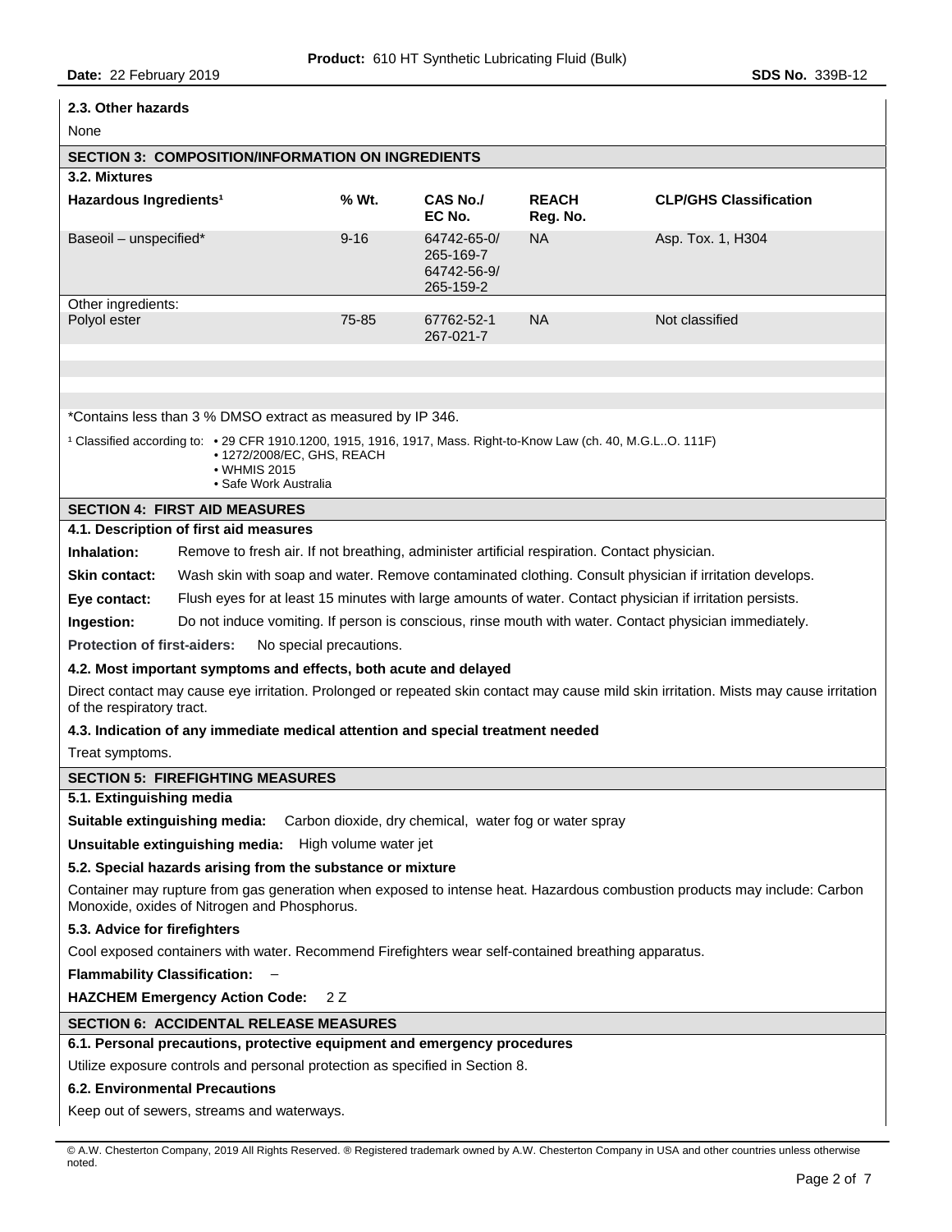### 2.3. Other hazards

None

## SECTION 3: COMPOSITION/INFORMATION ON INGREDIENTS

### 3.2. Mixtures

| Hazardous Ingredients[1] | % Wt. | CAS No./ EC No. | REACH Reg. No. | CLP/GHS Classification |
|---|---|---|---|---|
| Baseoil – unspecified* | 9-16 | 64742-65-0/ 265-169-7 64742-56-9/ 265-159-2 | NA | Asp. Tox. 1, H304 |
| Other ingredients: | | | | |
| Polyol ester | 75-85 | 67762-52-1 267-021-7 | NA | Not classified |

*Contains less than 3 % DMSO extract as measured by IP 346.

[1] Classified according to: • 29 CFR 1910.1200, 1915, 1916, 1917, Mass. Right-to-Know Law (ch. 40, M.G.L..O. 111F)
• 1272/2008/EC, GHS, REACH
• WHMIS 2015
• Safe Work Australia

## SECTION 4: FIRST AID MEASURES

### 4.1. Description of first aid measures

**Inhalation:** Remove to fresh air. If not breathing, administer artificial respiration. Contact physician.

**Skin contact:** Wash skin with soap and water. Remove contaminated clothing. Consult physician if irritation develops.

**Eye contact:** Flush eyes for at least 15 minutes with large amounts of water. Contact physician if irritation persists.

**Ingestion:** Do not induce vomiting. If person is conscious, rinse mouth with water. Contact physician immediately.

**Protection of first-aiders:** No special precautions.

### 4.2. Most important symptoms and effects, both acute and delayed

Direct contact may cause eye irritation. Prolonged or repeated skin contact may cause mild skin irritation. Mists may cause irritation of the respiratory tract.

### 4.3. Indication of any immediate medical attention and special treatment needed

Treat symptoms.

## SECTION 5: FIREFIGHTING MEASURES

### 5.1. Extinguishing media

**Suitable extinguishing media:** Carbon dioxide, dry chemical, water fog or water spray

**Unsuitable extinguishing media:** High volume water jet

### 5.2. Special hazards arising from the substance or mixture

Container may rupture from gas generation when exposed to intense heat. Hazardous combustion products may include: Carbon Monoxide, oxides of Nitrogen and Phosphorus.

### 5.3. Advice for firefighters

Cool exposed containers with water. Recommend Firefighters wear self-contained breathing apparatus.

**Flammability Classification:** –

**HAZCHEM Emergency Action Code:** 2 Z

## SECTION 6: ACCIDENTAL RELEASE MEASURES

### 6.1. Personal precautions, protective equipment and emergency procedures

Utilize exposure controls and personal protection as specified in Section 8.

### 6.2. Environmental Precautions

Keep out of sewers, streams and waterways.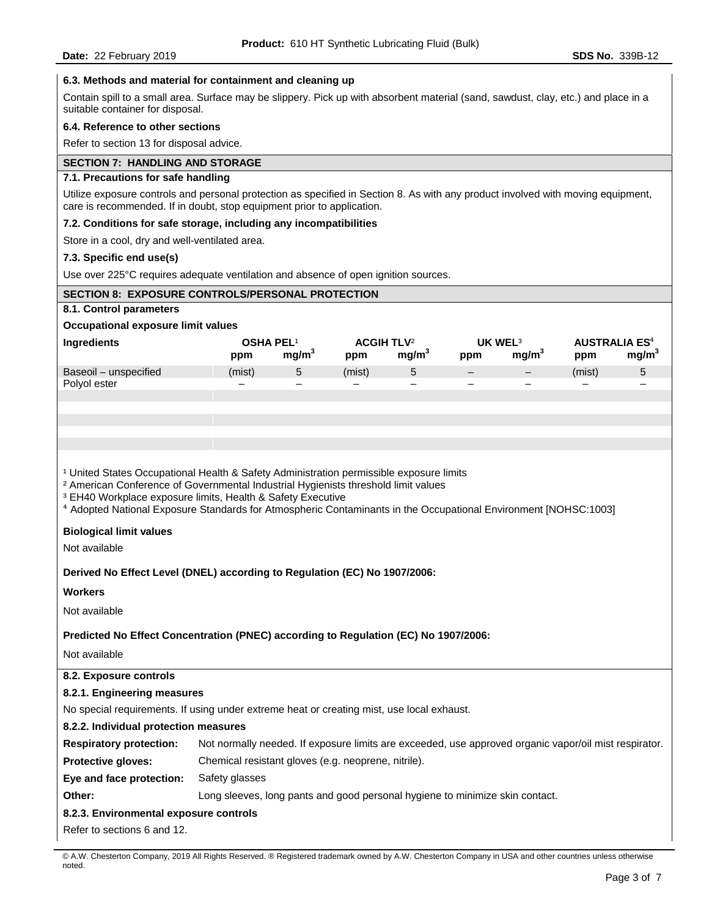### 6.3. Methods and material for containment and cleaning up

Contain spill to a small area. Surface may be slippery. Pick up with absorbent material (sand, sawdust, clay, etc.) and place in a suitable container for disposal.

### 6.4. Reference to other sections

Refer to section 13 for disposal advice.

## SECTION 7: HANDLING AND STORAGE

### 7.1. Precautions for safe handling

Utilize exposure controls and personal protection as specified in Section 8. As with any product involved with moving equipment, care is recommended. If in doubt, stop equipment prior to application.

### 7.2. Conditions for safe storage, including any incompatibilities

Store in a cool, dry and well-ventilated area.

### 7.3. Specific end use(s)

Use over 225°C requires adequate ventilation and absence of open ignition sources.

## SECTION 8: EXPOSURE CONTROLS/PERSONAL PROTECTION

### 8.1. Control parameters

**Occupational exposure limit values**

| Ingredients | OSHA PEL[1] | | ACGIH TLV[2] | | UK WEL[3] | | AUSTRALIA ES[4] | |
|---|---|---|---|---|---|---|---|---|
| | ppm | $mg/m^3$ | ppm | $mg/m^3$ | ppm | $mg/m^3$ | ppm | $mg/m^3$ |
| Baseoil – unspecified | (mist) | 5 | (mist) | 5 | – | – | (mist) | 5 |
| Polyol ester | – | – | – | – | – | – | – | – |

[1] United States Occupational Health & Safety Administration permissible exposure limits
[2] American Conference of Governmental Industrial Hygienists threshold limit values
[3] EH40 Workplace exposure limits, Health & Safety Executive
[4] Adopted National Exposure Standards for Atmospheric Contaminants in the Occupational Environment [NOHSC:1003]

**Biological limit values**

Not available

**Derived No Effect Level (DNEL) according to Regulation (EC) No 1907/2006:**

**Workers**

Not available

**Predicted No Effect Concentration (PNEC) according to Regulation (EC) No 1907/2006:**

Not available

### 8.2. Exposure controls

#### 8.2.1. Engineering measures

No special requirements. If using under extreme heat or creating mist, use local exhaust.

#### 8.2.2. Individual protection measures

**Respiratory protection:** Not normally needed. If exposure limits are exceeded, use approved organic vapor/oil mist respirator.

**Protective gloves:** Chemical resistant gloves (e.g. neoprene, nitrile).

**Eye and face protection:** Safety glasses

**Other:** Long sleeves, long pants and good personal hygiene to minimize skin contact.

#### 8.2.3. Environmental exposure controls

Refer to sections 6 and 12.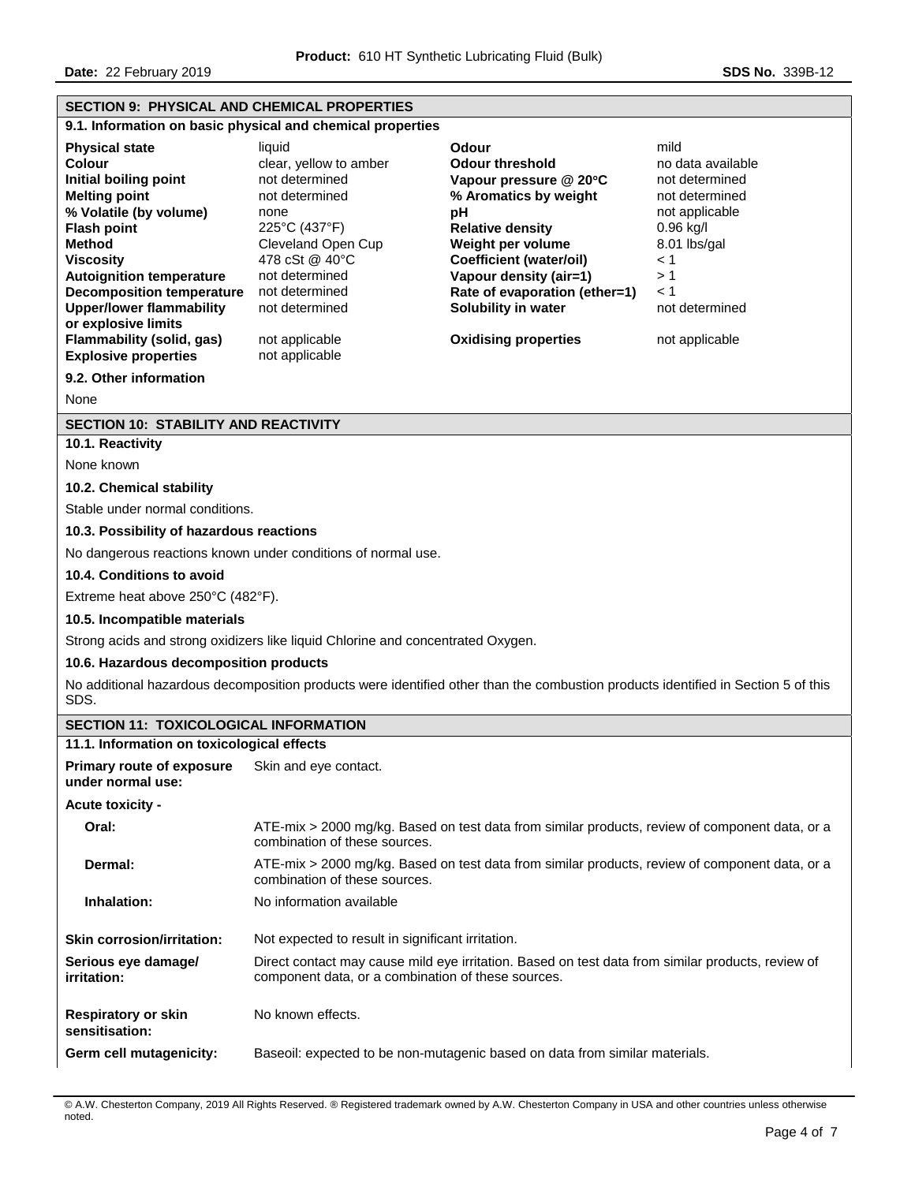## SECTION 9: PHYSICAL AND CHEMICAL PROPERTIES

### 9.1. Information on basic physical and chemical properties

| | | | |
|---|---|---|---|
| **Physical state** | liquid | **Odour** | mild |
| **Colour** | clear, yellow to amber | **Odour threshold** | no data available |
| **Initial boiling point** | not determined | **Vapour pressure @ 20°C** | not determined |
| **Melting point** | not determined | **% Aromatics by weight** | not determined |
| **% Volatile (by volume)** | none | **pH** | not applicable |
| **Flash point** | 225°C (437°F) | **Relative density** | 0.96 kg/l |
| **Method** | Cleveland Open Cup | **Weight per volume** | 8.01 lbs/gal |
| **Viscosity** | 478 cSt @ 40°C | **Coefficient (water/oil)** | < 1 |
| **Autoignition temperature** | not determined | **Vapour density (air=1)** | > 1 |
| **Decomposition temperature** | not determined | **Rate of evaporation (ether=1)** | < 1 |
| **Upper/lower flammability or explosive limits** | not determined | **Solubility in water** | not determined |
| **Flammability (solid, gas)** | not applicable | **Oxidising properties** | not applicable |
| **Explosive properties** | not applicable | | |

### 9.2. Other information

None

## SECTION 10: STABILITY AND REACTIVITY

### 10.1. Reactivity

None known

### 10.2. Chemical stability

Stable under normal conditions.

### 10.3. Possibility of hazardous reactions

No dangerous reactions known under conditions of normal use.

### 10.4. Conditions to avoid

Extreme heat above 250°C (482°F).

### 10.5. Incompatible materials

Strong acids and strong oxidizers like liquid Chlorine and concentrated Oxygen.

### 10.6. Hazardous decomposition products

No additional hazardous decomposition products were identified other than the combustion products identified in Section 5 of this SDS.

## SECTION 11: TOXICOLOGICAL INFORMATION

### 11.1. Information on toxicological effects

**Primary route of exposure under normal use:** Skin and eye contact.

**Acute toxicity -**

- **Oral:** ATE-mix > 2000 mg/kg. Based on test data from similar products, review of component data, or a combination of these sources.
- **Dermal:** ATE-mix > 2000 mg/kg. Based on test data from similar products, review of component data, or a combination of these sources.
- **Inhalation:** No information available

**Skin corrosion/irritation:** Not expected to result in significant irritation.

**Serious eye damage/ irritation:** Direct contact may cause mild eye irritation. Based on test data from similar products, review of component data, or a combination of these sources.

**Respiratory or skin sensitisation:** No known effects.

**Germ cell mutagenicity:** Baseoil: expected to be non-mutagenic based on data from similar materials.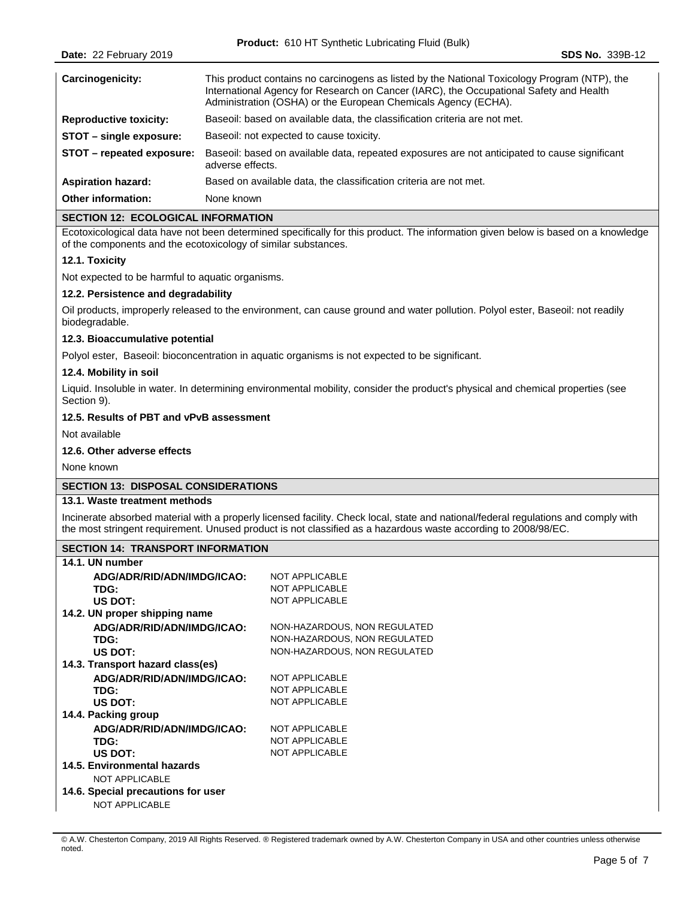| | |
|---|---|
| **Carcinogenicity:** | This product contains no carcinogens as listed by the National Toxicology Program (NTP), the International Agency for Research on Cancer (IARC), the Occupational Safety and Health Administration (OSHA) or the European Chemicals Agency (ECHA). |
| **Reproductive toxicity:** | Baseoil: based on available data, the classification criteria are not met. |
| **STOT – single exposure:** | Baseoil: not expected to cause toxicity. |
| **STOT – repeated exposure:** | Baseoil: based on available data, repeated exposures are not anticipated to cause significant adverse effects. |
| **Aspiration hazard:** | Based on available data, the classification criteria are not met. |
| **Other information:** | None known |

## SECTION 12: ECOLOGICAL INFORMATION

Ecotoxicological data have not been determined specifically for this product. The information given below is based on a knowledge of the components and the ecotoxicology of similar substances.

### 12.1. Toxicity

Not expected to be harmful to aquatic organisms.

### 12.2. Persistence and degradability

Oil products, improperly released to the environment, can cause ground and water pollution. Polyol ester, Baseoil: not readily biodegradable.

### 12.3. Bioaccumulative potential

Polyol ester, Baseoil: bioconcentration in aquatic organisms is not expected to be significant.

### 12.4. Mobility in soil

Liquid. Insoluble in water. In determining environmental mobility, consider the product's physical and chemical properties (see Section 9).

### 12.5. Results of PBT and vPvB assessment

Not available

### 12.6. Other adverse effects

None known

## SECTION 13: DISPOSAL CONSIDERATIONS

### 13.1. Waste treatment methods

Incinerate absorbed material with a properly licensed facility. Check local, state and national/federal regulations and comply with the most stringent requirement. Unused product is not classified as a hazardous waste according to 2008/98/EC.

## SECTION 14: TRANSPORT INFORMATION

### 14.1. UN number

| | |
|---|---|
| **ADG/ADR/RID/ADN/IMDG/ICAO:** | NOT APPLICABLE |
| **TDG:** | NOT APPLICABLE |
| **US DOT:** | NOT APPLICABLE |

### 14.2. UN proper shipping name

| | |
|---|---|
| **ADG/ADR/RID/ADN/IMDG/ICAO:** | NON-HAZARDOUS, NON REGULATED |
| **TDG:** | NON-HAZARDOUS, NON REGULATED |
| **US DOT:** | NON-HAZARDOUS, NON REGULATED |

### 14.3. Transport hazard class(es)

| | |
|---|---|
| **ADG/ADR/RID/ADN/IMDG/ICAO:** | NOT APPLICABLE |
| **TDG:** | NOT APPLICABLE |
| **US DOT:** | NOT APPLICABLE |

### 14.4. Packing group

| | |
|---|---|
| **ADG/ADR/RID/ADN/IMDG/ICAO:** | NOT APPLICABLE |
| **TDG:** | NOT APPLICABLE |
| **US DOT:** | NOT APPLICABLE |

### 14.5. Environmental hazards

NOT APPLICABLE

### 14.6. Special precautions for user

NOT APPLICABLE

© A.W. Chesterton Company, 2019 All Rights Reserved. ® Registered trademark owned by A.W. Chesterton Company in USA and other countries unless otherwise noted.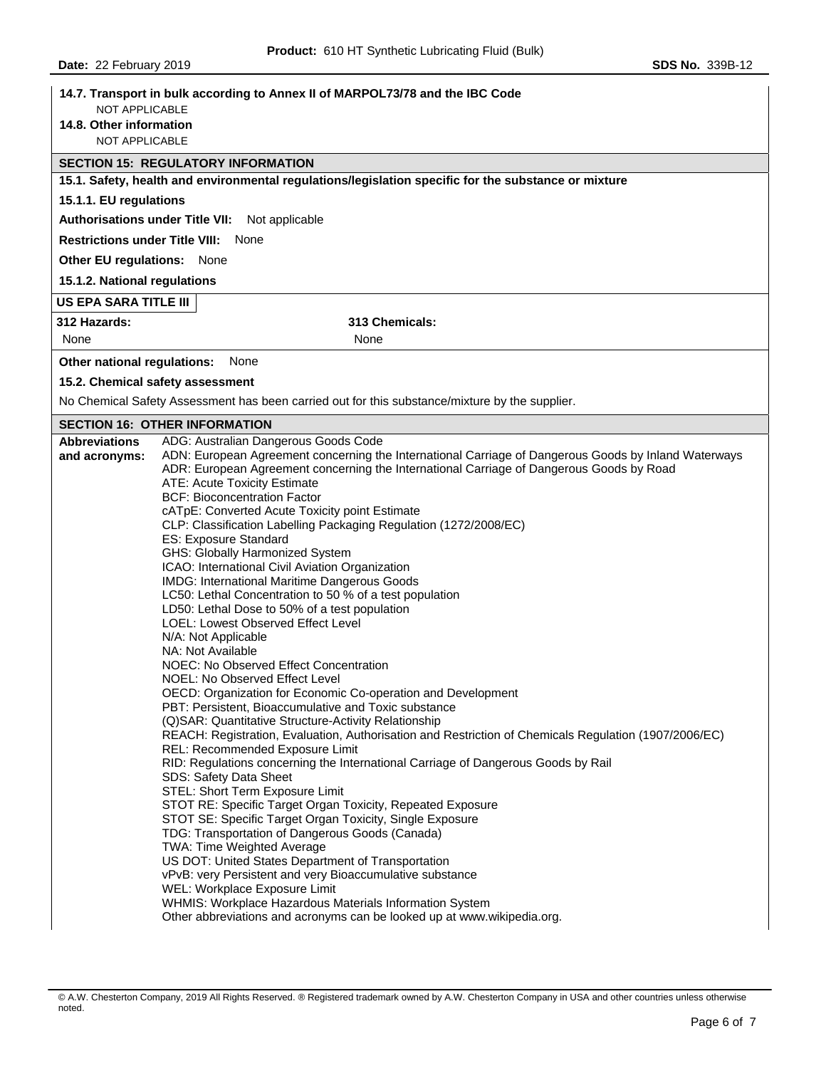**14.7. Transport in bulk according to Annex II of MARPOL73/78 and the IBC Code**

NOT APPLICABLE

**14.8. Other information**

NOT APPLICABLE

## SECTION 15: REGULATORY INFORMATION

**15.1. Safety, health and environmental regulations/legislation specific for the substance or mixture**

**15.1.1. EU regulations**

**Authorisations under Title VII:** Not applicable

**Restrictions under Title VIII:** None

**Other EU regulations:** None

**15.1.2. National regulations**

**US EPA SARA TITLE III**

| 312 Hazards: | 313 Chemicals: |
| --- | --- |
| None | None |

**Other national regulations:** None

**15.2. Chemical safety assessment**

No Chemical Safety Assessment has been carried out for this substance/mixture by the supplier.

## SECTION 16: OTHER INFORMATION

**Abbreviations and acronyms:**

ADG: Australian Dangerous Goods Code
ADN: European Agreement concerning the International Carriage of Dangerous Goods by Inland Waterways
ADR: European Agreement concerning the International Carriage of Dangerous Goods by Road
ATE: Acute Toxicity Estimate
BCF: Bioconcentration Factor
cATpE: Converted Acute Toxicity point Estimate
CLP: Classification Labelling Packaging Regulation (1272/2008/EC)
ES: Exposure Standard
GHS: Globally Harmonized System
ICAO: International Civil Aviation Organization
IMDG: International Maritime Dangerous Goods
LC50: Lethal Concentration to 50 % of a test population
LD50: Lethal Dose to 50% of a test population
LOEL: Lowest Observed Effect Level
N/A: Not Applicable
NA: Not Available
NOEC: No Observed Effect Concentration
NOEL: No Observed Effect Level
OECD: Organization for Economic Co-operation and Development
PBT: Persistent, Bioaccumulative and Toxic substance
(Q)SAR: Quantitative Structure-Activity Relationship
REACH: Registration, Evaluation, Authorisation and Restriction of Chemicals Regulation (1907/2006/EC)
REL: Recommended Exposure Limit
RID: Regulations concerning the International Carriage of Dangerous Goods by Rail
SDS: Safety Data Sheet
STEL: Short Term Exposure Limit
STOT RE: Specific Target Organ Toxicity, Repeated Exposure
STOT SE: Specific Target Organ Toxicity, Single Exposure
TDG: Transportation of Dangerous Goods (Canada)
TWA: Time Weighted Average
US DOT: United States Department of Transportation
vPvB: very Persistent and very Bioaccumulative substance
WEL: Workplace Exposure Limit
WHMIS: Workplace Hazardous Materials Information System
Other abbreviations and acronyms can be looked up at www.wikipedia.org.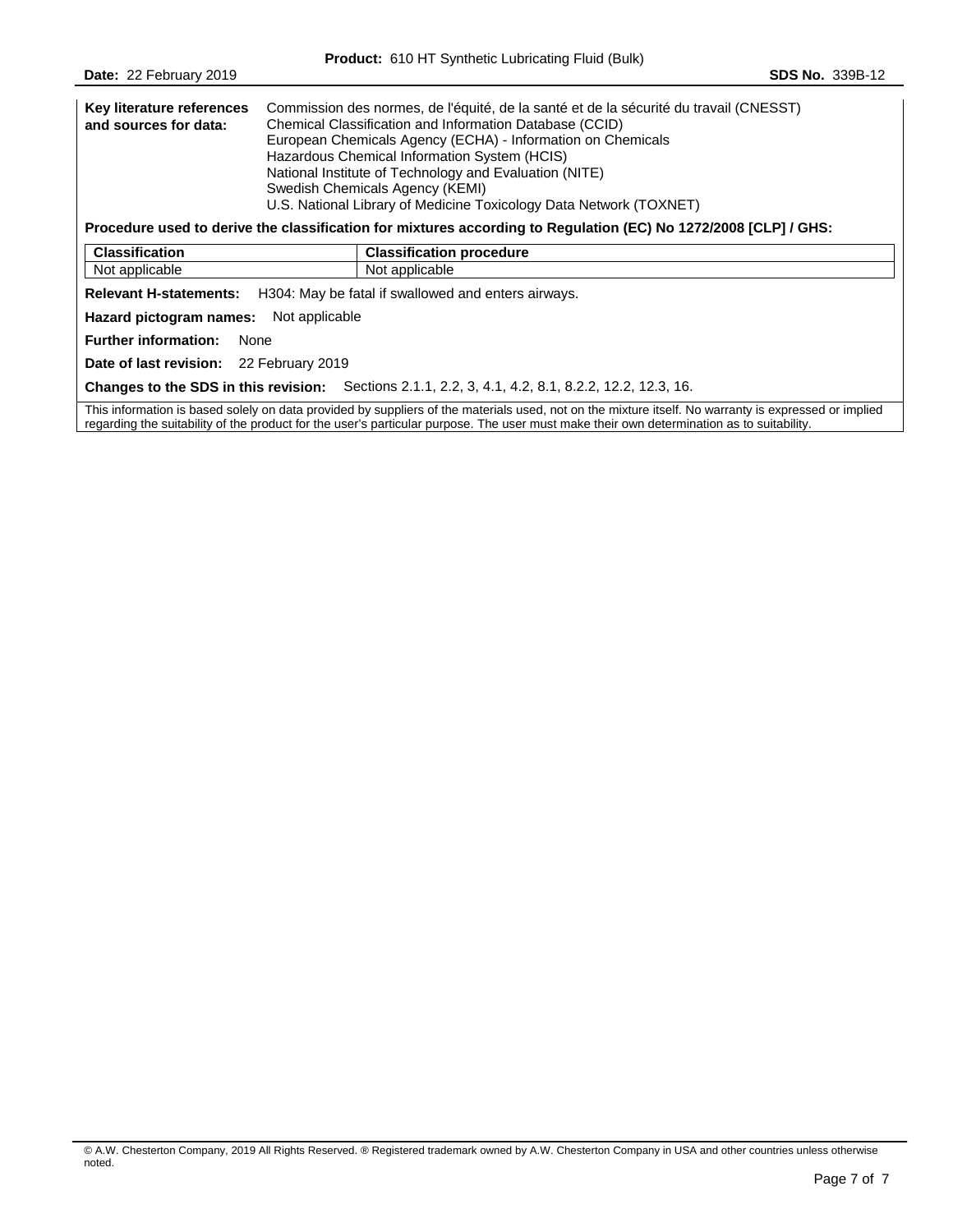**Key literature references and sources for data:** Commission des normes, de l'équité, de la santé et de la sécurité du travail (CNESST)
Chemical Classification and Information Database (CCID)
European Chemicals Agency (ECHA) - Information on Chemicals
Hazardous Chemical Information System (HCIS)
National Institute of Technology and Evaluation (NITE)
Swedish Chemicals Agency (KEMI)
U.S. National Library of Medicine Toxicology Data Network (TOXNET)

**Procedure used to derive the classification for mixtures according to Regulation (EC) No 1272/2008 [CLP] / GHS:**

| Classification | Classification procedure |
| --- | --- |
| Not applicable | Not applicable |

**Relevant H-statements:** H304: May be fatal if swallowed and enters airways.

**Hazard pictogram names:** Not applicable

**Further information:** None

**Date of last revision:** 22 February 2019

**Changes to the SDS in this revision:** Sections 2.1.1, 2.2, 3, 4.1, 4.2, 8.1, 8.2.2, 12.2, 12.3, 16.

This information is based solely on data provided by suppliers of the materials used, not on the mixture itself. No warranty is expressed or implied regarding the suitability of the product for the user's particular purpose. The user must make their own determination as to suitability.